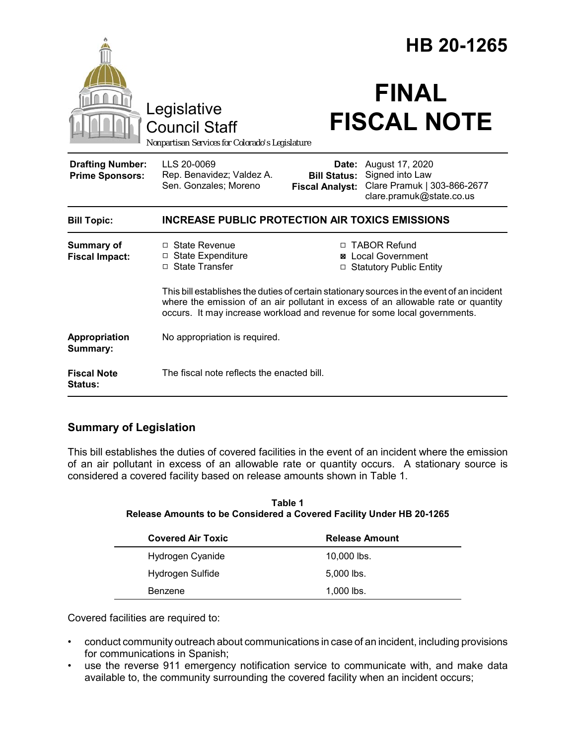# HB 20-1265

Legislative Council Staff

*Nonpartisan Services for Colorado's Legislature*

# FINAL FISCAL NOTE

| | | | |
|---|---|---|---|
| **Drafting Number:** | LLS 20-0069 | **Date:** | August 17, 2020 |
| **Prime Sponsors:** | Rep. Benavidez; Valdez A. | **Bill Status:** | Signed into Law |
| | Sen. Gonzales; Moreno | **Fiscal Analyst:** | Clare Pramuk \| 303-866-2677 |
| | | | clare.pramuk@state.co.us |

**Bill Topic:** **INCREASE PUBLIC PROTECTION AIR TOXICS EMISSIONS**

**Summary of Fiscal Impact:**

- ☐ State Revenue
- ☐ State Expenditure
- ☐ State Transfer
- ☐ TABOR Refund
- ☒ Local Government
- ☐ Statutory Public Entity

This bill establishes the duties of certain stationary sources in the event of an incident where the emission of an air pollutant in excess of an allowable rate or quantity occurs. It may increase workload and revenue for some local governments.

**Appropriation Summary:** No appropriation is required.

**Fiscal Note Status:** The fiscal note reflects the enacted bill.

## Summary of Legislation

This bill establishes the duties of covered facilities in the event of an incident where the emission of an air pollutant in excess of an allowable rate or quantity occurs. A stationary source is considered a covered facility based on release amounts shown in Table 1.

**Table 1**
**Release Amounts to be Considered a Covered Facility Under HB 20-1265**

| Covered Air Toxic | Release Amount |
|---|---|
| Hydrogen Cyanide | 10,000 lbs. |
| Hydrogen Sulfide | 5,000 lbs. |
| Benzene | 1,000 lbs. |

Covered facilities are required to:

- conduct community outreach about communications in case of an incident, including provisions for communications in Spanish;
- use the reverse 911 emergency notification service to communicate with, and make data available to, the community surrounding the covered facility when an incident occurs;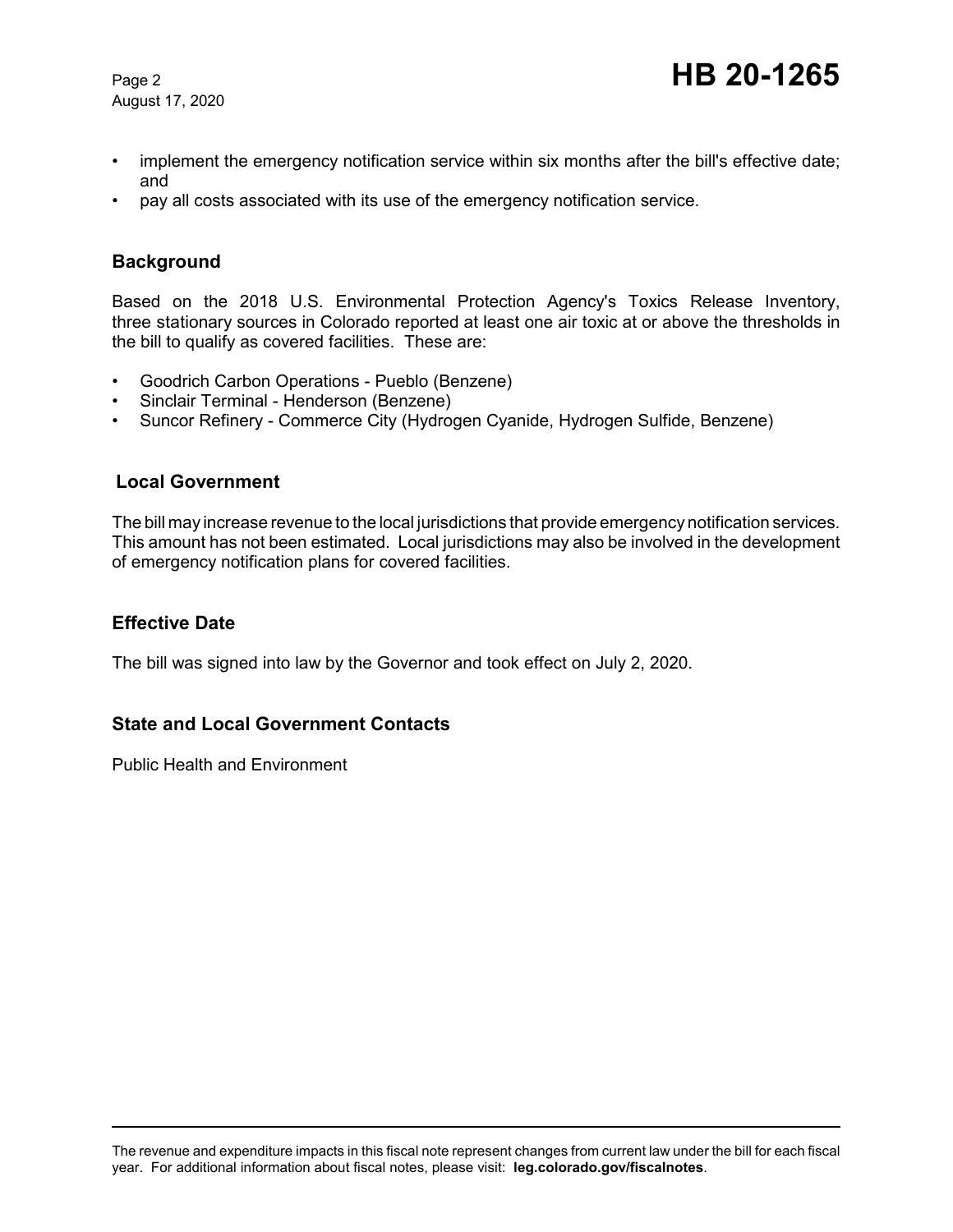- implement the emergency notification service within six months after the bill's effective date; and
- pay all costs associated with its use of the emergency notification service.

## Background

Based on the 2018 U.S. Environmental Protection Agency's Toxics Release Inventory, three stationary sources in Colorado reported at least one air toxic at or above the thresholds in the bill to qualify as covered facilities. These are:

- Goodrich Carbon Operations - Pueblo (Benzene)
- Sinclair Terminal - Henderson (Benzene)
- Suncor Refinery - Commerce City (Hydrogen Cyanide, Hydrogen Sulfide, Benzene)

## Local Government

The bill may increase revenue to the local jurisdictions that provide emergency notification services. This amount has not been estimated. Local jurisdictions may also be involved in the development of emergency notification plans for covered facilities.

## Effective Date

The bill was signed into law by the Governor and took effect on July 2, 2020.

## State and Local Government Contacts

Public Health and Environment

The revenue and expenditure impacts in this fiscal note represent changes from current law under the bill for each fiscal year. For additional information about fiscal notes, please visit: **leg.colorado.gov/fiscalnotes**.